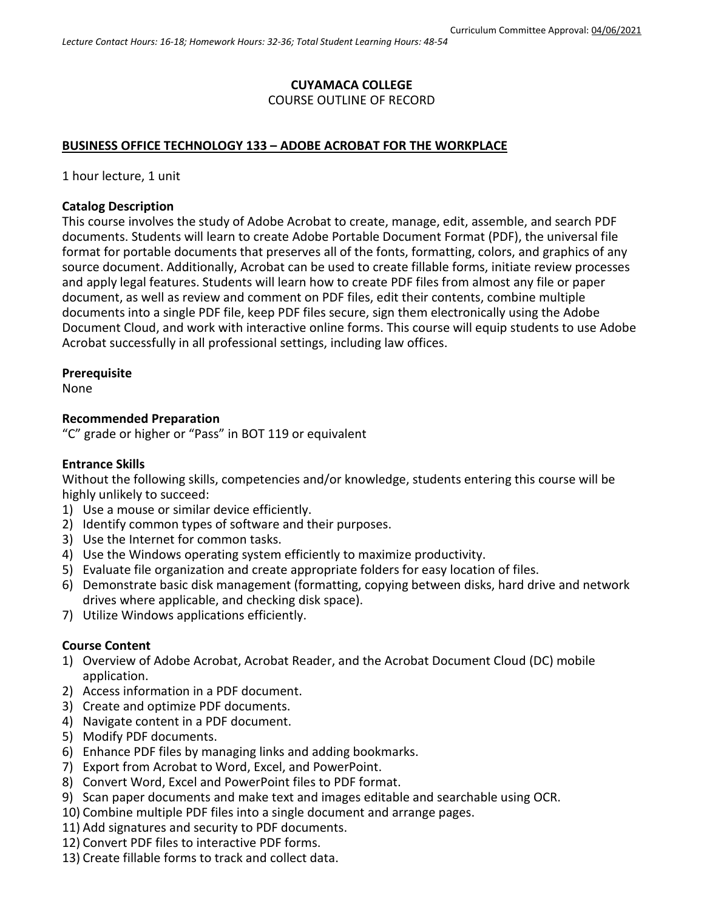Curriculum Committee Approval: 04/06/2021

*Lecture Contact Hours: 16-18; Homework Hours: 32-36; Total Student Learning Hours: 48-54*

**CUYAMACA COLLEGE**

COURSE OUTLINE OF RECORD

**BUSINESS OFFICE TECHNOLOGY 133 – ADOBE ACROBAT FOR THE WORKPLACE**

1 hour lecture, 1 unit

**Catalog Description**

This course involves the study of Adobe Acrobat to create, manage, edit, assemble, and search PDF documents. Students will learn to create Adobe Portable Document Format (PDF), the universal file format for portable documents that preserves all of the fonts, formatting, colors, and graphics of any source document. Additionally, Acrobat can be used to create fillable forms, initiate review processes and apply legal features. Students will learn how to create PDF files from almost any file or paper document, as well as review and comment on PDF files, edit their contents, combine multiple documents into a single PDF file, keep PDF files secure, sign them electronically using the Adobe Document Cloud, and work with interactive online forms. This course will equip students to use Adobe Acrobat successfully in all professional settings, including law offices.

**Prerequisite**

None

**Recommended Preparation**

"C" grade or higher or "Pass" in BOT 119 or equivalent

**Entrance Skills**

Without the following skills, competencies and/or knowledge, students entering this course will be highly unlikely to succeed:

1) Use a mouse or similar device efficiently.
2) Identify common types of software and their purposes.
3) Use the Internet for common tasks.
4) Use the Windows operating system efficiently to maximize productivity.
5) Evaluate file organization and create appropriate folders for easy location of files.
6) Demonstrate basic disk management (formatting, copying between disks, hard drive and network drives where applicable, and checking disk space).
7) Utilize Windows applications efficiently.

**Course Content**

1) Overview of Adobe Acrobat, Acrobat Reader, and the Acrobat Document Cloud (DC) mobile application.
2) Access information in a PDF document.
3) Create and optimize PDF documents.
4) Navigate content in a PDF document.
5) Modify PDF documents.
6) Enhance PDF files by managing links and adding bookmarks.
7) Export from Acrobat to Word, Excel, and PowerPoint.
8) Convert Word, Excel and PowerPoint files to PDF format.
9) Scan paper documents and make text and images editable and searchable using OCR.
10) Combine multiple PDF files into a single document and arrange pages.
11) Add signatures and security to PDF documents.
12) Convert PDF files to interactive PDF forms.
13) Create fillable forms to track and collect data.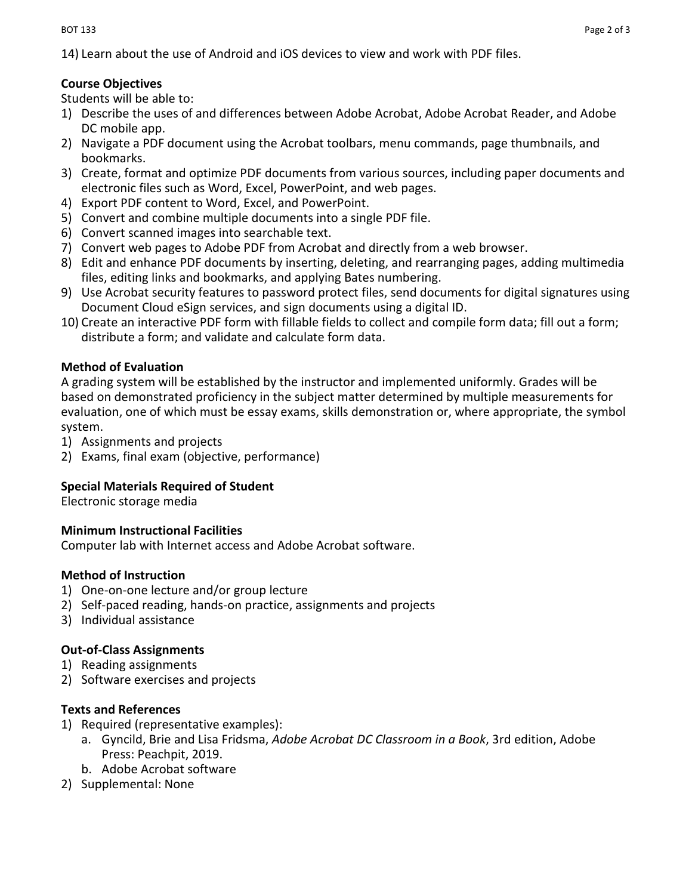14) Learn about the use of Android and iOS devices to view and work with PDF files.

**Course Objectives**

Students will be able to:

1) Describe the uses of and differences between Adobe Acrobat, Adobe Acrobat Reader, and Adobe DC mobile app.
2) Navigate a PDF document using the Acrobat toolbars, menu commands, page thumbnails, and bookmarks.
3) Create, format and optimize PDF documents from various sources, including paper documents and electronic files such as Word, Excel, PowerPoint, and web pages.
4) Export PDF content to Word, Excel, and PowerPoint.
5) Convert and combine multiple documents into a single PDF file.
6) Convert scanned images into searchable text.
7) Convert web pages to Adobe PDF from Acrobat and directly from a web browser.
8) Edit and enhance PDF documents by inserting, deleting, and rearranging pages, adding multimedia files, editing links and bookmarks, and applying Bates numbering.
9) Use Acrobat security features to password protect files, send documents for digital signatures using Document Cloud eSign services, and sign documents using a digital ID.
10) Create an interactive PDF form with fillable fields to collect and compile form data; fill out a form; distribute a form; and validate and calculate form data.

**Method of Evaluation**

A grading system will be established by the instructor and implemented uniformly. Grades will be based on demonstrated proficiency in the subject matter determined by multiple measurements for evaluation, one of which must be essay exams, skills demonstration or, where appropriate, the symbol system.

1) Assignments and projects
2) Exams, final exam (objective, performance)

**Special Materials Required of Student**

Electronic storage media

**Minimum Instructional Facilities**

Computer lab with Internet access and Adobe Acrobat software.

**Method of Instruction**

1) One-on-one lecture and/or group lecture
2) Self-paced reading, hands-on practice, assignments and projects
3) Individual assistance

**Out-of-Class Assignments**

1) Reading assignments
2) Software exercises and projects

**Texts and References**

1) Required (representative examples):
   a. Gyncild, Brie and Lisa Fridsma, *Adobe Acrobat DC Classroom in a Book*, 3rd edition, Adobe Press: Peachpit, 2019.
   b. Adobe Acrobat software
2) Supplemental: None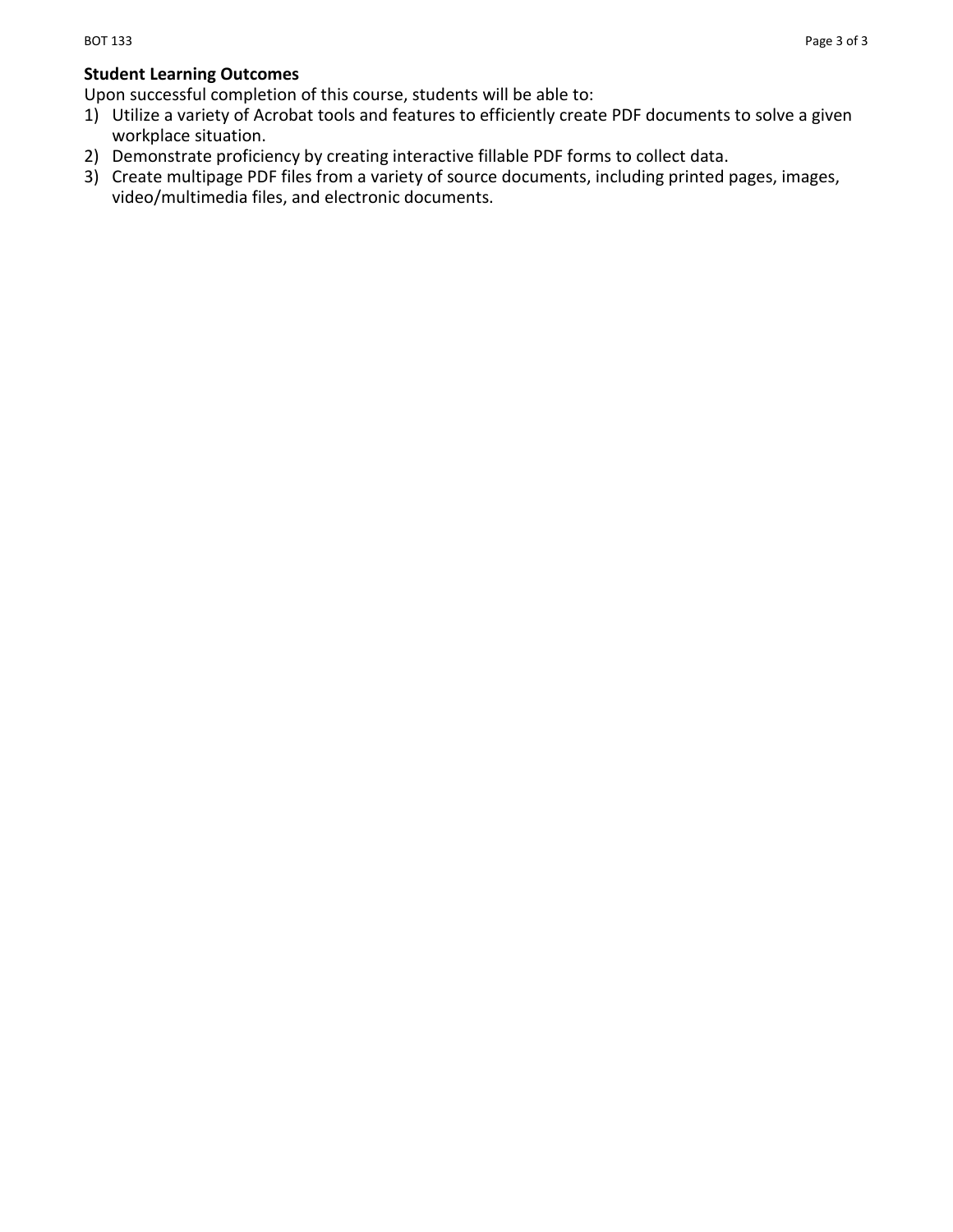**Student Learning Outcomes**

Upon successful completion of this course, students will be able to:

1) Utilize a variety of Acrobat tools and features to efficiently create PDF documents to solve a given workplace situation.
2) Demonstrate proficiency by creating interactive fillable PDF forms to collect data.
3) Create multipage PDF files from a variety of source documents, including printed pages, images, video/multimedia files, and electronic documents.